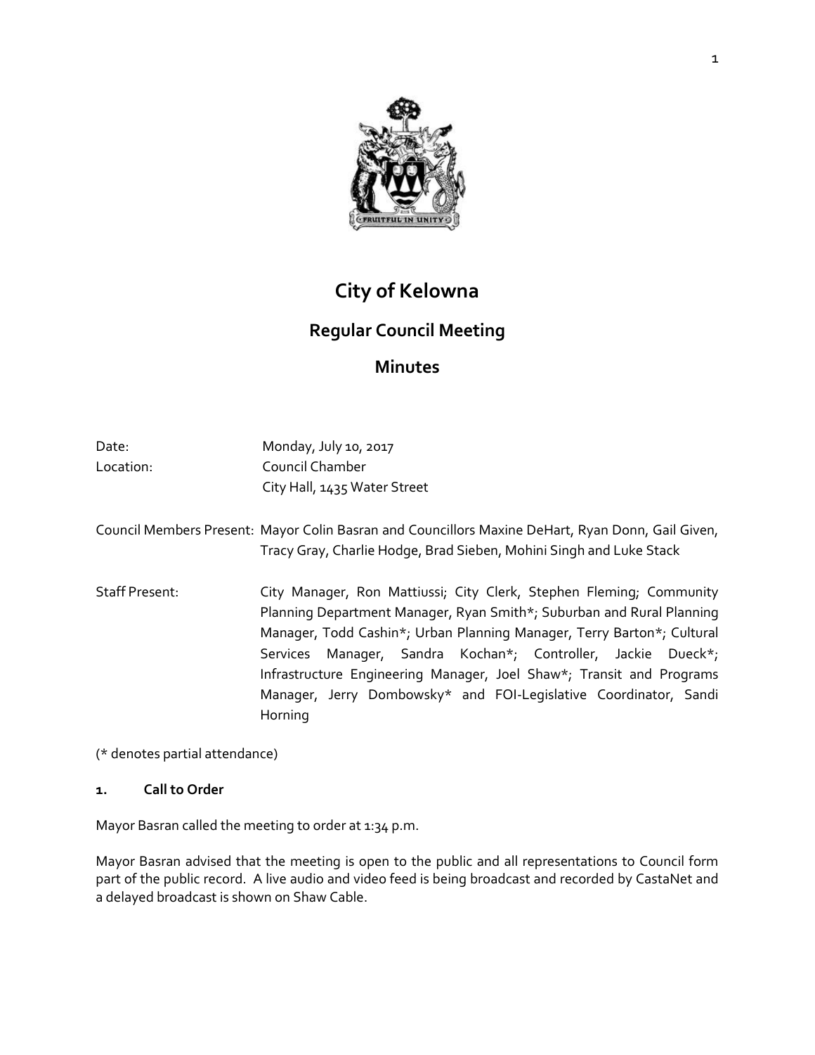# City of Kelowna

## Regular Council Meeting

## Minutes

Date: Monday, July 10, 2017
Location: Council Chamber
City Hall, 1435 Water Street

Council Members Present: Mayor Colin Basran and Councillors Maxine DeHart, Ryan Donn, Gail Given, Tracy Gray, Charlie Hodge, Brad Sieben, Mohini Singh and Luke Stack

Staff Present: City Manager, Ron Mattiussi; City Clerk, Stephen Fleming; Community Planning Department Manager, Ryan Smith*; Suburban and Rural Planning Manager, Todd Cashin*; Urban Planning Manager, Terry Barton*; Cultural Services Manager, Sandra Kochan*; Controller, Jackie Dueck*; Infrastructure Engineering Manager, Joel Shaw*; Transit and Programs Manager, Jerry Dombowsky* and FOI-Legislative Coordinator, Sandi Horning

(* denotes partial attendance)

**1. Call to Order**

Mayor Basran called the meeting to order at 1:34 p.m.

Mayor Basran advised that the meeting is open to the public and all representations to Council form part of the public record. A live audio and video feed is being broadcast and recorded by CastaNet and a delayed broadcast is shown on Shaw Cable.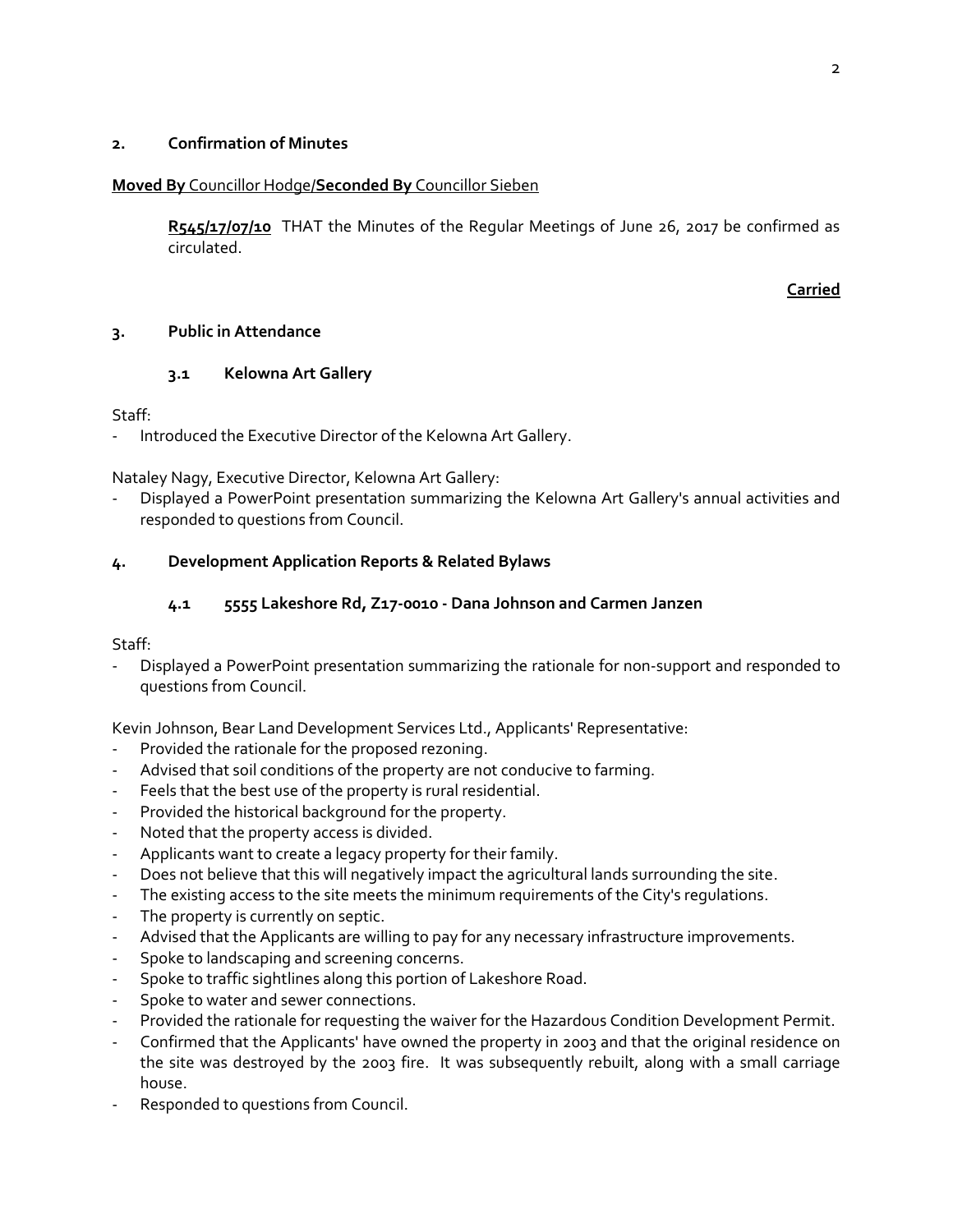## 2. Confirmation of Minutes

**Moved By** Councillor Hodge/**Seconded By** Councillor Sieben

> **R545/17/07/10** THAT the Minutes of the Regular Meetings of June 26, 2017 be confirmed as circulated.

**Carried**

## 3. Public in Attendance

### 3.1 Kelowna Art Gallery

Staff:

- Introduced the Executive Director of the Kelowna Art Gallery.

Nataley Nagy, Executive Director, Kelowna Art Gallery:

- Displayed a PowerPoint presentation summarizing the Kelowna Art Gallery's annual activities and responded to questions from Council.

## 4. Development Application Reports & Related Bylaws

### 4.1 5555 Lakeshore Rd, Z17-0010 - Dana Johnson and Carmen Janzen

Staff:

- Displayed a PowerPoint presentation summarizing the rationale for non-support and responded to questions from Council.

Kevin Johnson, Bear Land Development Services Ltd., Applicants' Representative:

- Provided the rationale for the proposed rezoning.
- Advised that soil conditions of the property are not conducive to farming.
- Feels that the best use of the property is rural residential.
- Provided the historical background for the property.
- Noted that the property access is divided.
- Applicants want to create a legacy property for their family.
- Does not believe that this will negatively impact the agricultural lands surrounding the site.
- The existing access to the site meets the minimum requirements of the City's regulations.
- The property is currently on septic.
- Advised that the Applicants are willing to pay for any necessary infrastructure improvements.
- Spoke to landscaping and screening concerns.
- Spoke to traffic sightlines along this portion of Lakeshore Road.
- Spoke to water and sewer connections.
- Provided the rationale for requesting the waiver for the Hazardous Condition Development Permit.
- Confirmed that the Applicants' have owned the property in 2003 and that the original residence on the site was destroyed by the 2003 fire. It was subsequently rebuilt, along with a small carriage house.
- Responded to questions from Council.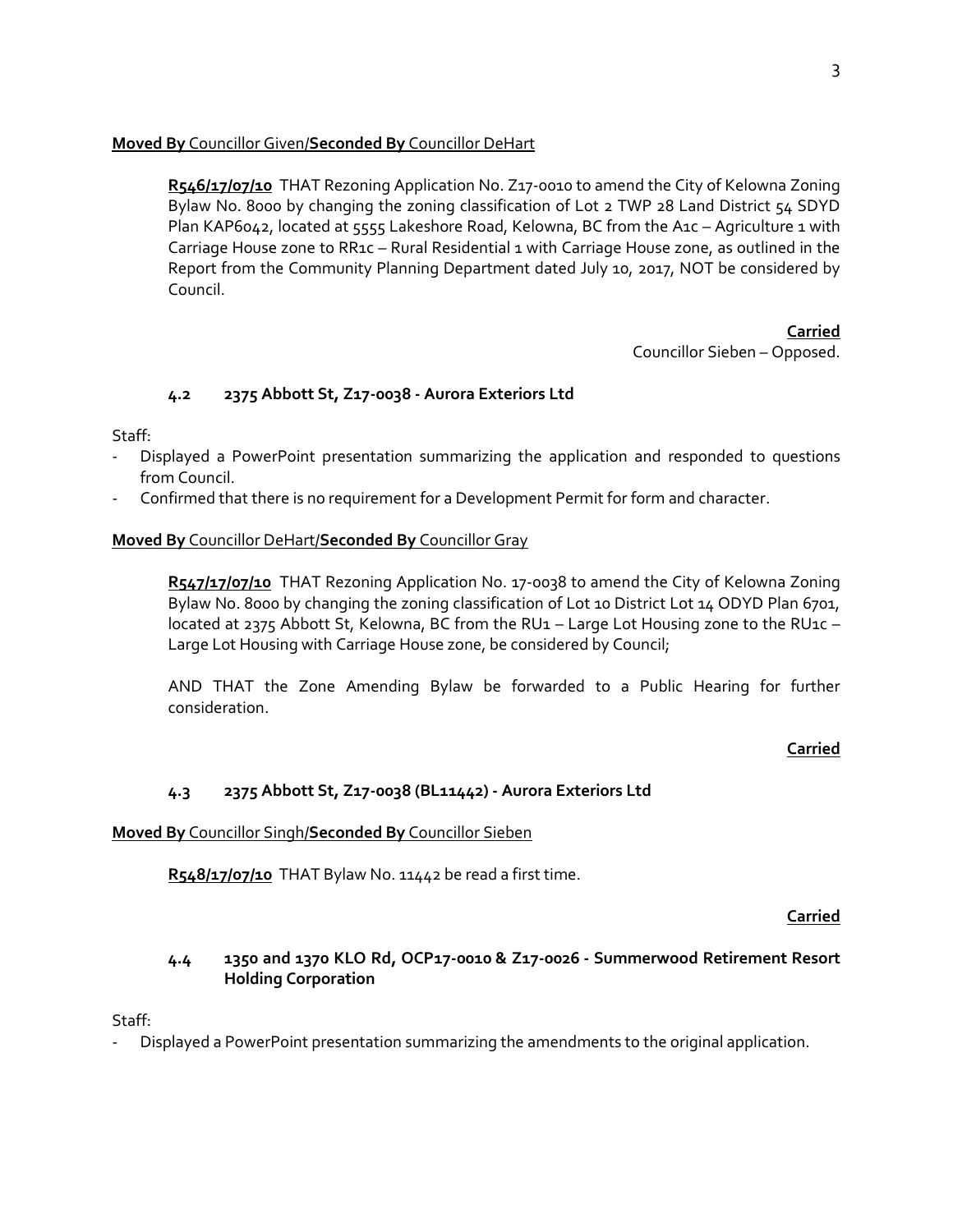**Moved By** Councillor Given/**Seconded By** Councillor DeHart

> **R546/17/07/10** THAT Rezoning Application No. Z17-0010 to amend the City of Kelowna Zoning Bylaw No. 8000 by changing the zoning classification of Lot 2 TWP 28 Land District 54 SDYD Plan KAP6042, located at 5555 Lakeshore Road, Kelowna, BC from the A1c – Agriculture 1 with Carriage House zone to RR1c – Rural Residential 1 with Carriage House zone, as outlined in the Report from the Community Planning Department dated July 10, 2017, NOT be considered by Council.

**Carried**
Councillor Sieben – Opposed.

### 4.2 2375 Abbott St, Z17-0038 - Aurora Exteriors Ltd

Staff:

- Displayed a PowerPoint presentation summarizing the application and responded to questions from Council.
- Confirmed that there is no requirement for a Development Permit for form and character.

**Moved By** Councillor DeHart/**Seconded By** Councillor Gray

> **R547/17/07/10** THAT Rezoning Application No. 17-0038 to amend the City of Kelowna Zoning Bylaw No. 8000 by changing the zoning classification of Lot 10 District Lot 14 ODYD Plan 6701, located at 2375 Abbott St, Kelowna, BC from the RU1 – Large Lot Housing zone to the RU1c – Large Lot Housing with Carriage House zone, be considered by Council;
>
> AND THAT the Zone Amending Bylaw be forwarded to a Public Hearing for further consideration.

**Carried**

### 4.3 2375 Abbott St, Z17-0038 (BL11442) - Aurora Exteriors Ltd

**Moved By** Councillor Singh/**Seconded By** Councillor Sieben

> **R548/17/07/10** THAT Bylaw No. 11442 be read a first time.

**Carried**

### 4.4 1350 and 1370 KLO Rd, OCP17-0010 & Z17-0026 - Summerwood Retirement Resort Holding Corporation

Staff:

- Displayed a PowerPoint presentation summarizing the amendments to the original application.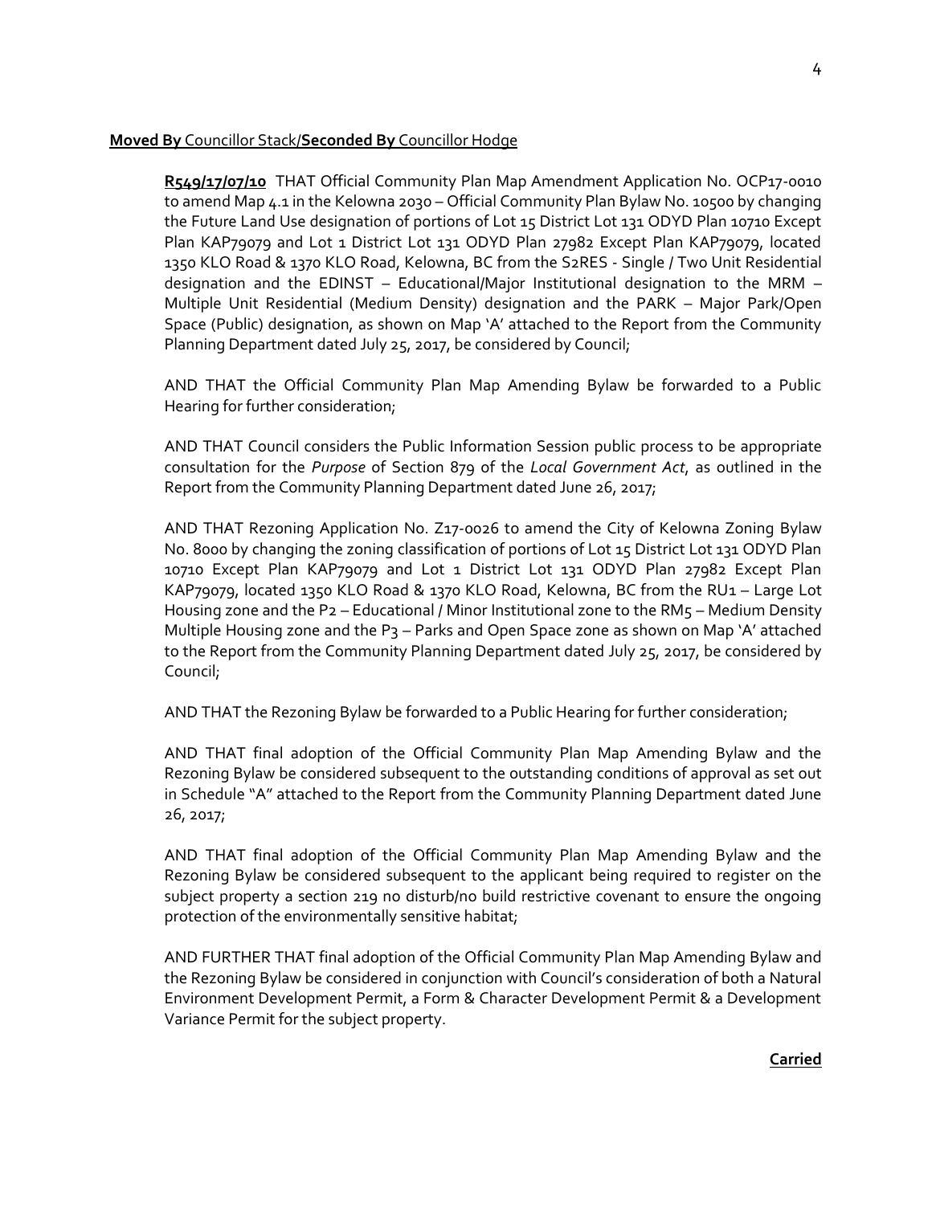**Moved By** Councillor Stack/**Seconded By** Councillor Hodge

**R549/17/07/10** THAT Official Community Plan Map Amendment Application No. OCP17-0010 to amend Map 4.1 in the Kelowna 2030 – Official Community Plan Bylaw No. 10500 by changing the Future Land Use designation of portions of Lot 15 District Lot 131 ODYD Plan 10710 Except Plan KAP79079 and Lot 1 District Lot 131 ODYD Plan 27982 Except Plan KAP79079, located 1350 KLO Road & 1370 KLO Road, Kelowna, BC from the S2RES - Single / Two Unit Residential designation and the EDINST – Educational/Major Institutional designation to the MRM – Multiple Unit Residential (Medium Density) designation and the PARK – Major Park/Open Space (Public) designation, as shown on Map 'A' attached to the Report from the Community Planning Department dated July 25, 2017, be considered by Council;

AND THAT the Official Community Plan Map Amending Bylaw be forwarded to a Public Hearing for further consideration;

AND THAT Council considers the Public Information Session public process to be appropriate consultation for the *Purpose* of Section 879 of the *Local Government Act*, as outlined in the Report from the Community Planning Department dated June 26, 2017;

AND THAT Rezoning Application No. Z17-0026 to amend the City of Kelowna Zoning Bylaw No. 8000 by changing the zoning classification of portions of Lot 15 District Lot 131 ODYD Plan 10710 Except Plan KAP79079 and Lot 1 District Lot 131 ODYD Plan 27982 Except Plan KAP79079, located 1350 KLO Road & 1370 KLO Road, Kelowna, BC from the RU1 – Large Lot Housing zone and the P2 – Educational / Minor Institutional zone to the RM5 – Medium Density Multiple Housing zone and the P3 – Parks and Open Space zone as shown on Map 'A' attached to the Report from the Community Planning Department dated July 25, 2017, be considered by Council;

AND THAT the Rezoning Bylaw be forwarded to a Public Hearing for further consideration;

AND THAT final adoption of the Official Community Plan Map Amending Bylaw and the Rezoning Bylaw be considered subsequent to the outstanding conditions of approval as set out in Schedule "A" attached to the Report from the Community Planning Department dated June 26, 2017;

AND THAT final adoption of the Official Community Plan Map Amending Bylaw and the Rezoning Bylaw be considered subsequent to the applicant being required to register on the subject property a section 219 no disturb/no build restrictive covenant to ensure the ongoing protection of the environmentally sensitive habitat;

AND FURTHER THAT final adoption of the Official Community Plan Map Amending Bylaw and the Rezoning Bylaw be considered in conjunction with Council's consideration of both a Natural Environment Development Permit, a Form & Character Development Permit & a Development Variance Permit for the subject property.

**Carried**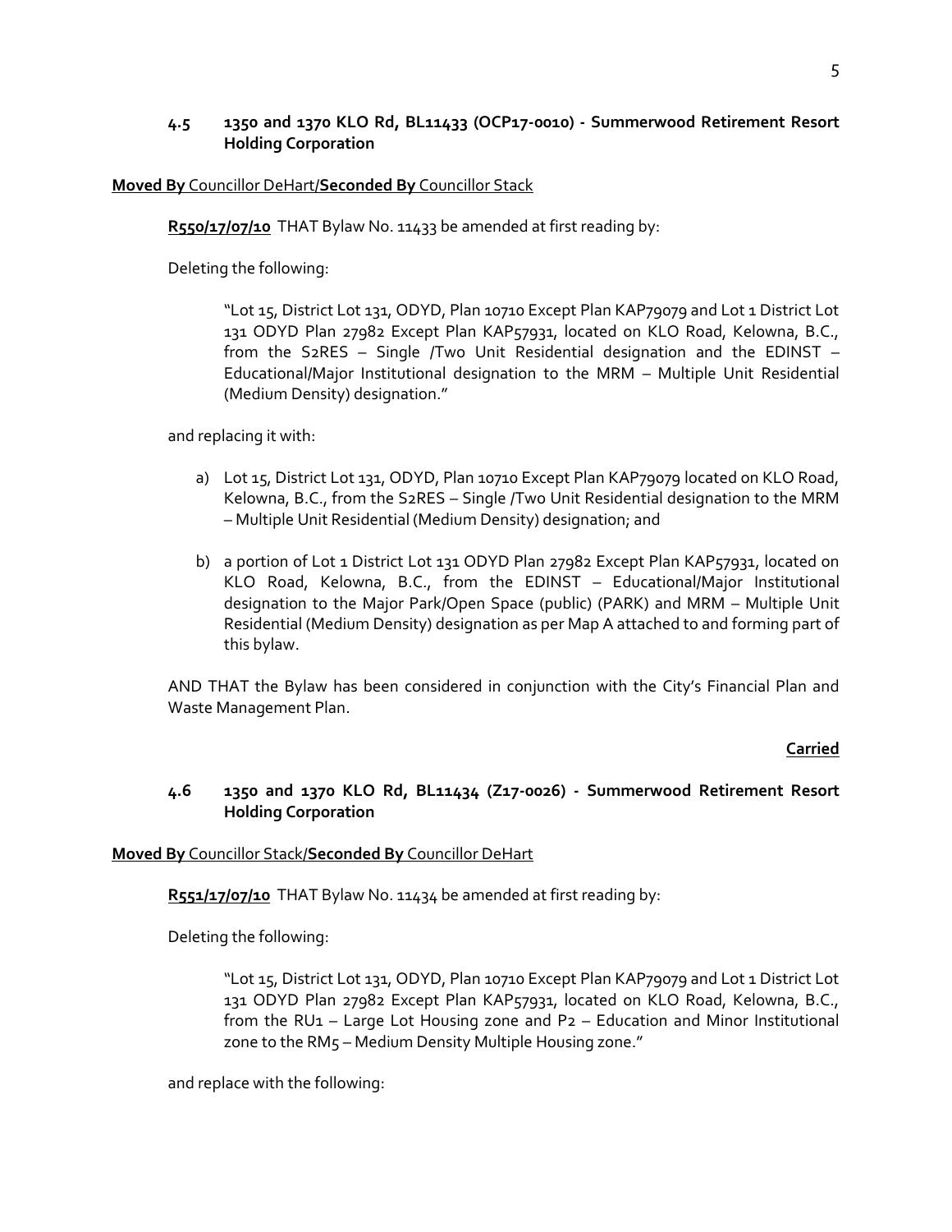### 4.5 1350 and 1370 KLO Rd, BL11433 (OCP17-0010) - Summerwood Retirement Resort Holding Corporation

**Moved By** Councillor DeHart/**Seconded By** Councillor Stack

**R550/17/07/10** THAT Bylaw No. 11433 be amended at first reading by:

Deleting the following:

> "Lot 15, District Lot 131, ODYD, Plan 10710 Except Plan KAP79079 and Lot 1 District Lot 131 ODYD Plan 27982 Except Plan KAP57931, located on KLO Road, Kelowna, B.C., from the S2RES – Single /Two Unit Residential designation and the EDINST – Educational/Major Institutional designation to the MRM – Multiple Unit Residential (Medium Density) designation."

and replacing it with:

a) Lot 15, District Lot 131, ODYD, Plan 10710 Except Plan KAP79079 located on KLO Road, Kelowna, B.C., from the S2RES – Single /Two Unit Residential designation to the MRM – Multiple Unit Residential (Medium Density) designation; and

b) a portion of Lot 1 District Lot 131 ODYD Plan 27982 Except Plan KAP57931, located on KLO Road, Kelowna, B.C., from the EDINST – Educational/Major Institutional designation to the Major Park/Open Space (public) (PARK) and MRM – Multiple Unit Residential (Medium Density) designation as per Map A attached to and forming part of this bylaw.

AND THAT the Bylaw has been considered in conjunction with the City's Financial Plan and Waste Management Plan.

**Carried**

### 4.6 1350 and 1370 KLO Rd, BL11434 (Z17-0026) - Summerwood Retirement Resort Holding Corporation

**Moved By** Councillor Stack/**Seconded By** Councillor DeHart

**R551/17/07/10** THAT Bylaw No. 11434 be amended at first reading by:

Deleting the following:

> "Lot 15, District Lot 131, ODYD, Plan 10710 Except Plan KAP79079 and Lot 1 District Lot 131 ODYD Plan 27982 Except Plan KAP57931, located on KLO Road, Kelowna, B.C., from the RU1 – Large Lot Housing zone and P2 – Education and Minor Institutional zone to the RM5 – Medium Density Multiple Housing zone."

and replace with the following: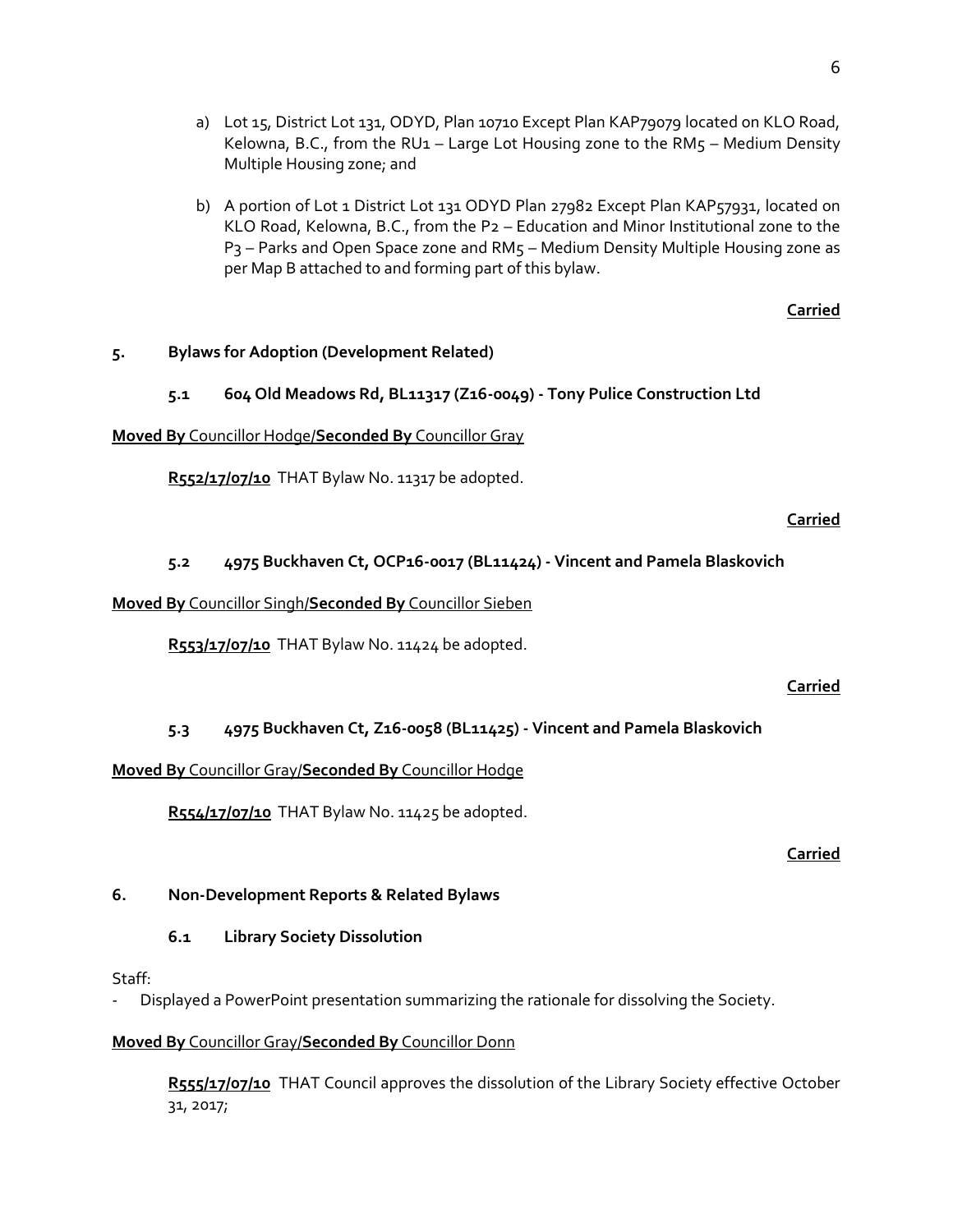a) Lot 15, District Lot 131, ODYD, Plan 10710 Except Plan KAP79079 located on KLO Road, Kelowna, B.C., from the RU1 – Large Lot Housing zone to the RM5 – Medium Density Multiple Housing zone; and

b) A portion of Lot 1 District Lot 131 ODYD Plan 27982 Except Plan KAP57931, located on KLO Road, Kelowna, B.C., from the P2 – Education and Minor Institutional zone to the P3 – Parks and Open Space zone and RM5 – Medium Density Multiple Housing zone as per Map B attached to and forming part of this bylaw.

**Carried**

## 5. Bylaws for Adoption (Development Related)

### 5.1 604 Old Meadows Rd, BL11317 (Z16-0049) - Tony Pulice Construction Ltd

**Moved By** Councillor Hodge/**Seconded By** Councillor Gray

**R552/17/07/10** THAT Bylaw No. 11317 be adopted.

**Carried**

### 5.2 4975 Buckhaven Ct, OCP16-0017 (BL11424) - Vincent and Pamela Blaskovich

**Moved By** Councillor Singh/**Seconded By** Councillor Sieben

**R553/17/07/10** THAT Bylaw No. 11424 be adopted.

**Carried**

### 5.3 4975 Buckhaven Ct, Z16-0058 (BL11425) - Vincent and Pamela Blaskovich

**Moved By** Councillor Gray/**Seconded By** Councillor Hodge

**R554/17/07/10** THAT Bylaw No. 11425 be adopted.

**Carried**

## 6. Non-Development Reports & Related Bylaws

### 6.1 Library Society Dissolution

Staff:

- Displayed a PowerPoint presentation summarizing the rationale for dissolving the Society.

**Moved By** Councillor Gray/**Seconded By** Councillor Donn

**R555/17/07/10** THAT Council approves the dissolution of the Library Society effective October 31, 2017;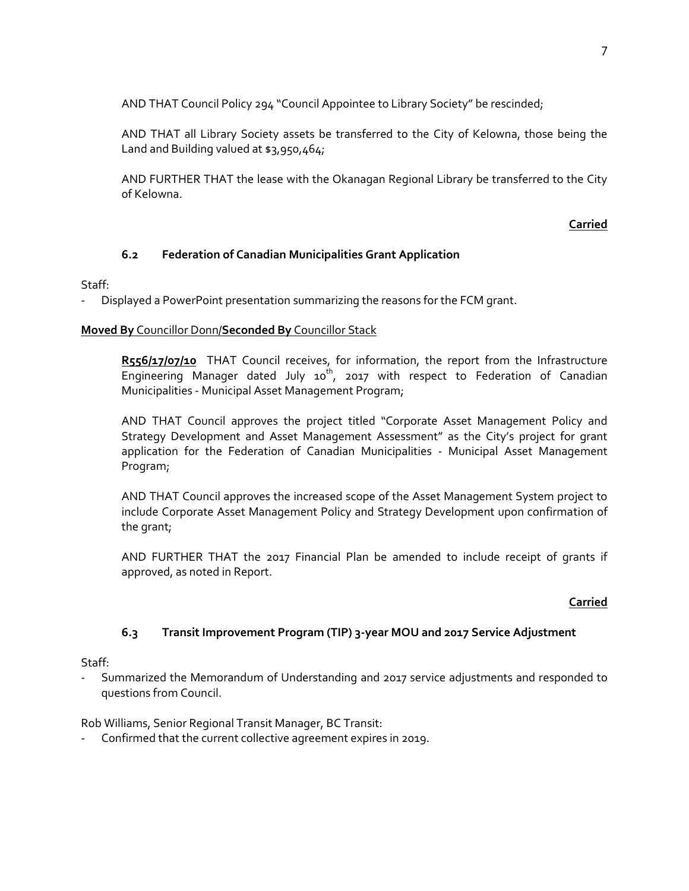AND THAT Council Policy 294 "Council Appointee to Library Society" be rescinded;

AND THAT all Library Society assets be transferred to the City of Kelowna, those being the Land and Building valued at $3,950,464;

AND FURTHER THAT the lease with the Okanagan Regional Library be transferred to the City of Kelowna.

**Carried**

### 6.2 Federation of Canadian Municipalities Grant Application

Staff:
- Displayed a PowerPoint presentation summarizing the reasons for the FCM grant.

**Moved By** Councillor Donn/**Seconded By** Councillor Stack

**R556/17/07/10** THAT Council receives, for information, the report from the Infrastructure Engineering Manager dated July 10th, 2017 with respect to Federation of Canadian Municipalities - Municipal Asset Management Program;

AND THAT Council approves the project titled "Corporate Asset Management Policy and Strategy Development and Asset Management Assessment" as the City's project for grant application for the Federation of Canadian Municipalities - Municipal Asset Management Program;

AND THAT Council approves the increased scope of the Asset Management System project to include Corporate Asset Management Policy and Strategy Development upon confirmation of the grant;

AND FURTHER THAT the 2017 Financial Plan be amended to include receipt of grants if approved, as noted in Report.

**Carried**

### 6.3 Transit Improvement Program (TIP) 3-year MOU and 2017 Service Adjustment

Staff:
- Summarized the Memorandum of Understanding and 2017 service adjustments and responded to questions from Council.

Rob Williams, Senior Regional Transit Manager, BC Transit:
- Confirmed that the current collective agreement expires in 2019.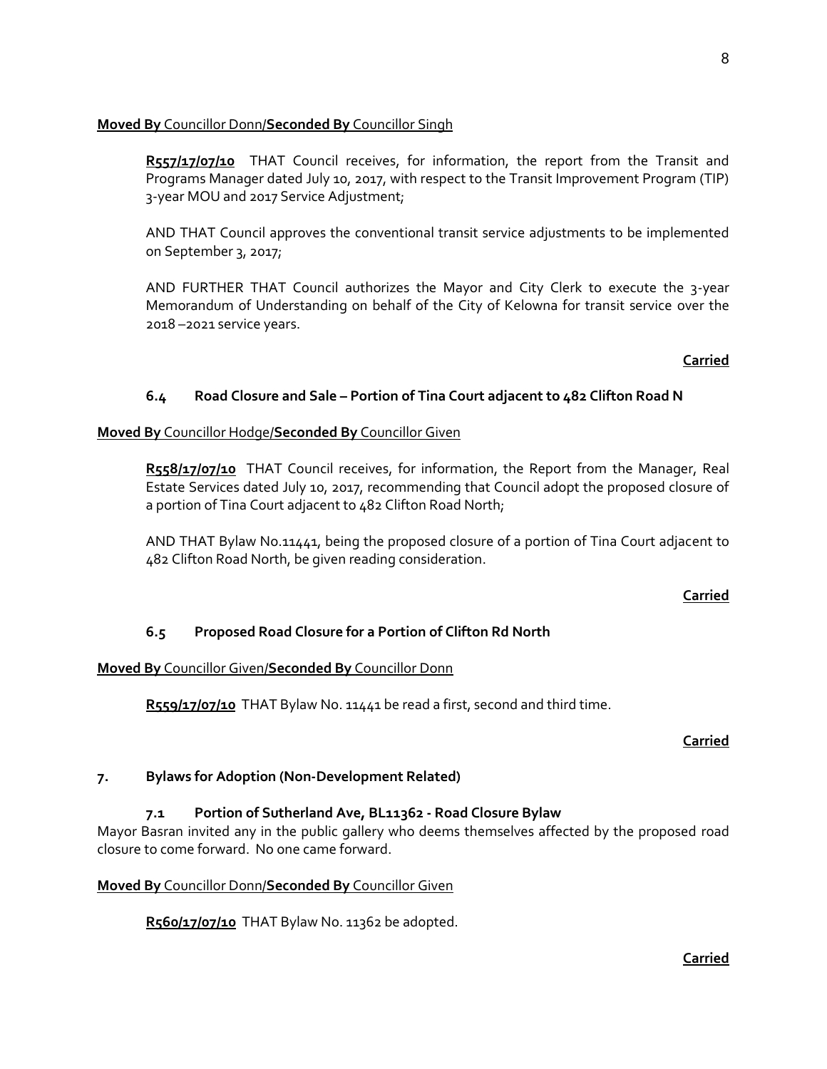**Moved By** Councillor Donn/**Seconded By** Councillor Singh

**R557/17/07/10** THAT Council receives, for information, the report from the Transit and Programs Manager dated July 10, 2017, with respect to the Transit Improvement Program (TIP) 3-year MOU and 2017 Service Adjustment;

AND THAT Council approves the conventional transit service adjustments to be implemented on September 3, 2017;

AND FURTHER THAT Council authorizes the Mayor and City Clerk to execute the 3-year Memorandum of Understanding on behalf of the City of Kelowna for transit service over the 2018 –2021 service years.

**Carried**

### 6.4 Road Closure and Sale – Portion of Tina Court adjacent to 482 Clifton Road N

**Moved By** Councillor Hodge/**Seconded By** Councillor Given

**R558/17/07/10** THAT Council receives, for information, the Report from the Manager, Real Estate Services dated July 10, 2017, recommending that Council adopt the proposed closure of a portion of Tina Court adjacent to 482 Clifton Road North;

AND THAT Bylaw No.11441, being the proposed closure of a portion of Tina Court adjacent to 482 Clifton Road North, be given reading consideration.

**Carried**

### 6.5 Proposed Road Closure for a Portion of Clifton Rd North

**Moved By** Councillor Given/**Seconded By** Councillor Donn

**R559/17/07/10** THAT Bylaw No. 11441 be read a first, second and third time.

**Carried**

## 7. Bylaws for Adoption (Non-Development Related)

### 7.1 Portion of Sutherland Ave, BL11362 - Road Closure Bylaw

Mayor Basran invited any in the public gallery who deems themselves affected by the proposed road closure to come forward. No one came forward.

**Moved By** Councillor Donn/**Seconded By** Councillor Given

**R560/17/07/10** THAT Bylaw No. 11362 be adopted.

**Carried**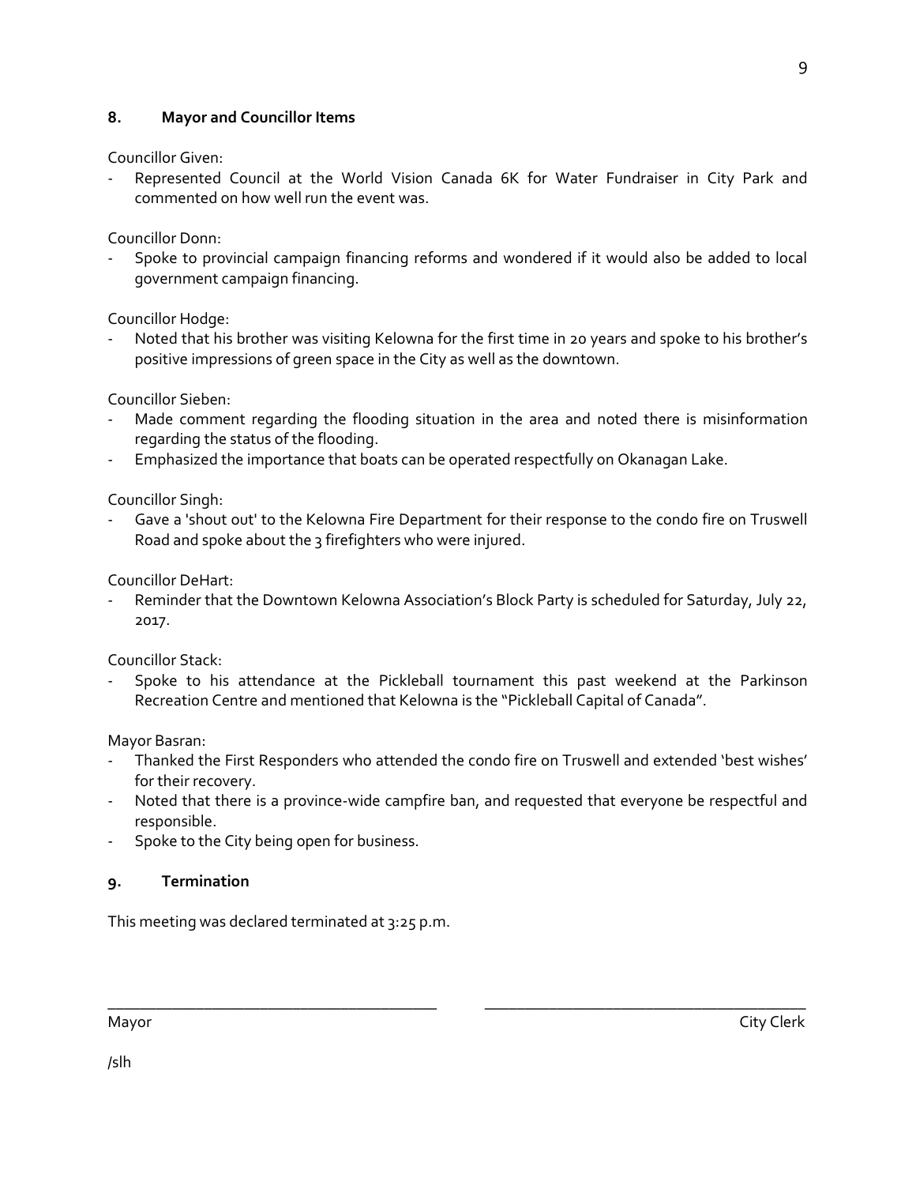## 8. Mayor and Councillor Items

Councillor Given:

- Represented Council at the World Vision Canada 6K for Water Fundraiser in City Park and commented on how well run the event was.

Councillor Donn:

- Spoke to provincial campaign financing reforms and wondered if it would also be added to local government campaign financing.

Councillor Hodge:

- Noted that his brother was visiting Kelowna for the first time in 20 years and spoke to his brother's positive impressions of green space in the City as well as the downtown.

Councillor Sieben:

- Made comment regarding the flooding situation in the area and noted there is misinformation regarding the status of the flooding.
- Emphasized the importance that boats can be operated respectfully on Okanagan Lake.

Councillor Singh:

- Gave a 'shout out' to the Kelowna Fire Department for their response to the condo fire on Truswell Road and spoke about the 3 firefighters who were injured.

Councillor DeHart:

- Reminder that the Downtown Kelowna Association's Block Party is scheduled for Saturday, July 22, 2017.

Councillor Stack:

- Spoke to his attendance at the Pickleball tournament this past weekend at the Parkinson Recreation Centre and mentioned that Kelowna is the "Pickleball Capital of Canada".

Mayor Basran:

- Thanked the First Responders who attended the condo fire on Truswell and extended 'best wishes' for their recovery.
- Noted that there is a province-wide campfire ban, and requested that everyone be respectful and responsible.
- Spoke to the City being open for business.

## 9. Termination

This meeting was declared terminated at 3:25 p.m.

\_\_\_\_\_\_\_\_\_\_\_\_\_\_\_\_\_\_\_\_\_\_\_\_\_\_\_\_\_\_\_\_\_\_\_\_\_\_\_\_\_ \_\_\_\_\_\_\_\_\_\_\_\_\_\_\_\_\_\_\_\_\_\_\_\_\_\_\_\_\_\_\_\_\_\_\_\_\_\_\_\_\_

Mayor City Clerk

/slh